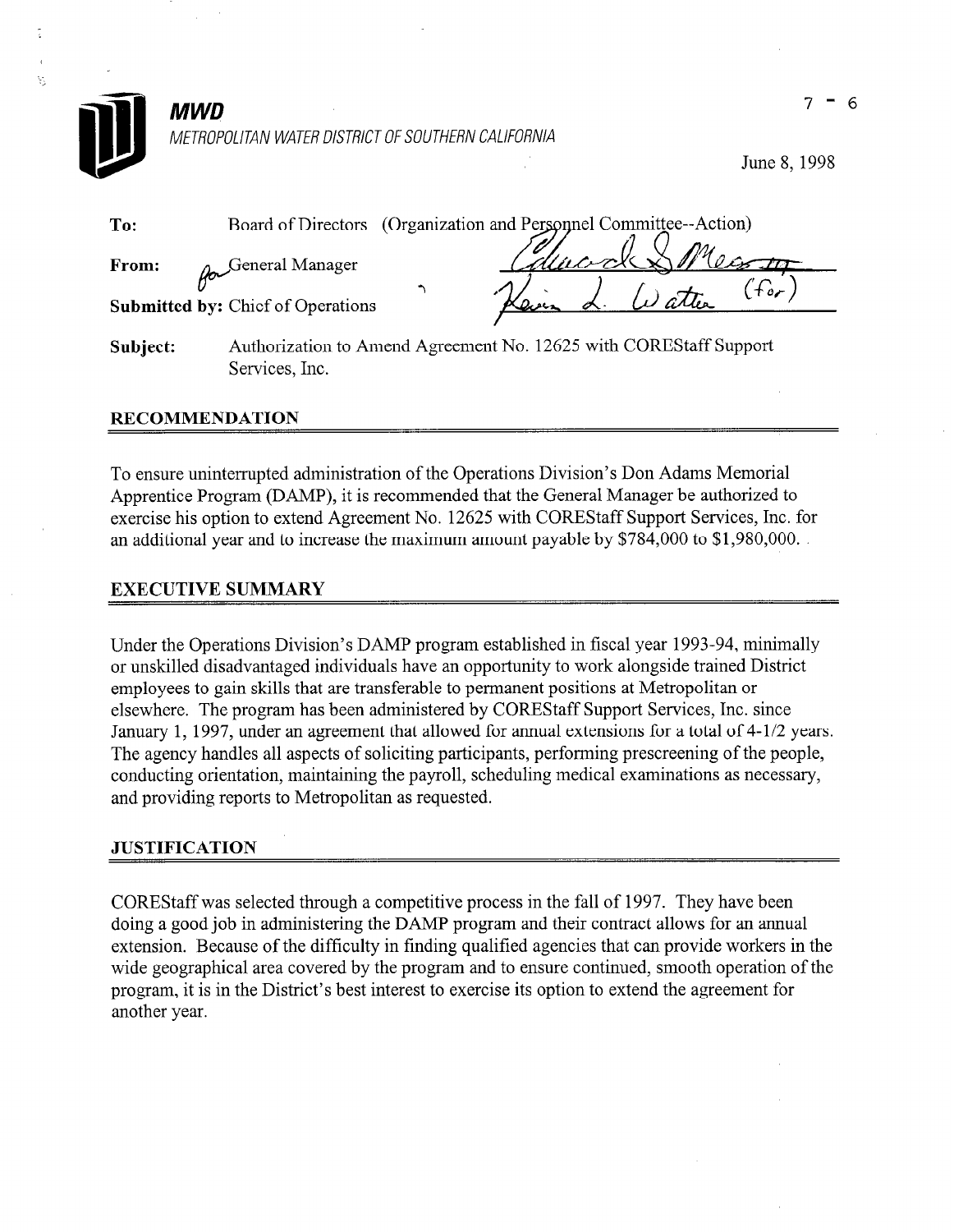**MWD**

METROPOLITAN WATER DISTRICT OF SOUTHERN CALIFORNIA

7 - 6

June 8, 1998

**To:** Board of Directors (Organization and Personnel Committee--Action)

**From:** for General Manager

**Submitted by:** Chief of Operations

**Subject:** Authorization to Amend Agreement No. 12625 with COREStaff Support Services, Inc.

## RECOMMENDATION

To ensure uninterrupted administration of the Operations Division's Don Adams Memorial Apprentice Program (DAMP), it is recommended that the General Manager be authorized to exercise his option to extend Agreement No. 12625 with COREStaff Support Services, Inc. for an additional year and to increase the maximum amount payable by $784,000 to $1,980,000.

## EXECUTIVE SUMMARY

Under the Operations Division's DAMP program established in fiscal year 1993-94, minimally or unskilled disadvantaged individuals have an opportunity to work alongside trained District employees to gain skills that are transferable to permanent positions at Metropolitan or elsewhere. The program has been administered by COREStaff Support Services, Inc. since January 1, 1997, under an agreement that allowed for annual extensions for a total of 4-1/2 years. The agency handles all aspects of soliciting participants, performing prescreening of the people, conducting orientation, maintaining the payroll, scheduling medical examinations as necessary, and providing reports to Metropolitan as requested.

## JUSTIFICATION

COREStaff was selected through a competitive process in the fall of 1997. They have been doing a good job in administering the DAMP program and their contract allows for an annual extension. Because of the difficulty in finding qualified agencies that can provide workers in the wide geographical area covered by the program and to ensure continued, smooth operation of the program, it is in the District's best interest to exercise its option to extend the agreement for another year.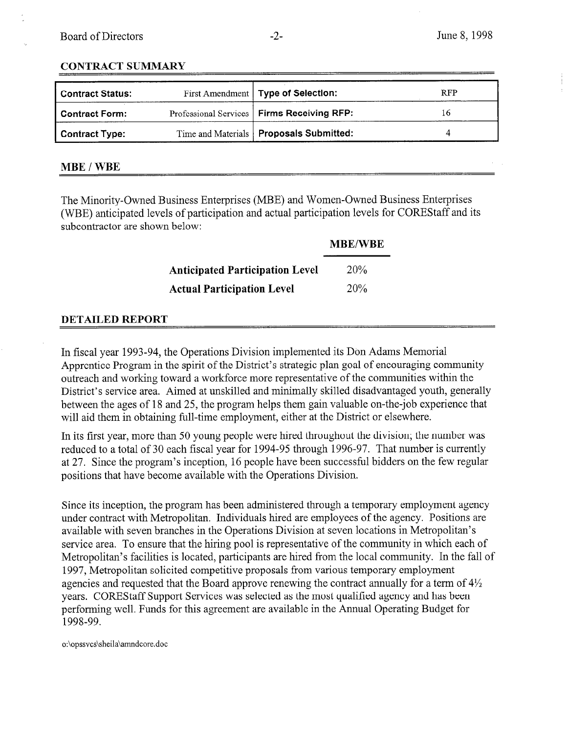## CONTRACT SUMMARY

| | | | |
|---|---|---|---|
| **Contract Status:** | First Amendment | **Type of Selection:** | RFP |
| **Contract Form:** | Professional Services | **Firms Receiving RFP:** | 16 |
| **Contract Type:** | Time and Materials | **Proposals Submitted:** | 4 |

## MBE / WBE

The Minority-Owned Business Enterprises (MBE) and Women-Owned Business Enterprises (WBE) anticipated levels of participation and actual participation levels for COREStaff and its subcontractor are shown below:

| | MBE/WBE |
|---|---|
| **Anticipated Participation Level** | 20% |
| **Actual Participation Level** | 20% |

## DETAILED REPORT

In fiscal year 1993-94, the Operations Division implemented its Don Adams Memorial Apprentice Program in the spirit of the District's strategic plan goal of encouraging community outreach and working toward a workforce more representative of the communities within the District's service area. Aimed at unskilled and minimally skilled disadvantaged youth, generally between the ages of 18 and 25, the program helps them gain valuable on-the-job experience that will aid them in obtaining full-time employment, either at the District or elsewhere.

In its first year, more than 50 young people were hired throughout the division; the number was reduced to a total of 30 each fiscal year for 1994-95 through 1996-97. That number is currently at 27. Since the program's inception, 16 people have been successful bidders on the few regular positions that have become available with the Operations Division.

Since its inception, the program has been administered through a temporary employment agency under contract with Metropolitan. Individuals hired are employees of the agency. Positions are available with seven branches in the Operations Division at seven locations in Metropolitan's service area. To ensure that the hiring pool is representative of the community in which each of Metropolitan's facilities is located, participants are hired from the local community. In the fall of 1997, Metropolitan solicited competitive proposals from various temporary employment agencies and requested that the Board approve renewing the contract annually for a term of 4½ years. COREStaff Support Services was selected as the most qualified agency and has been performing well. Funds for this agreement are available in the Annual Operating Budget for 1998-99.

o:\opssvcs\sheila\amndcore.doc